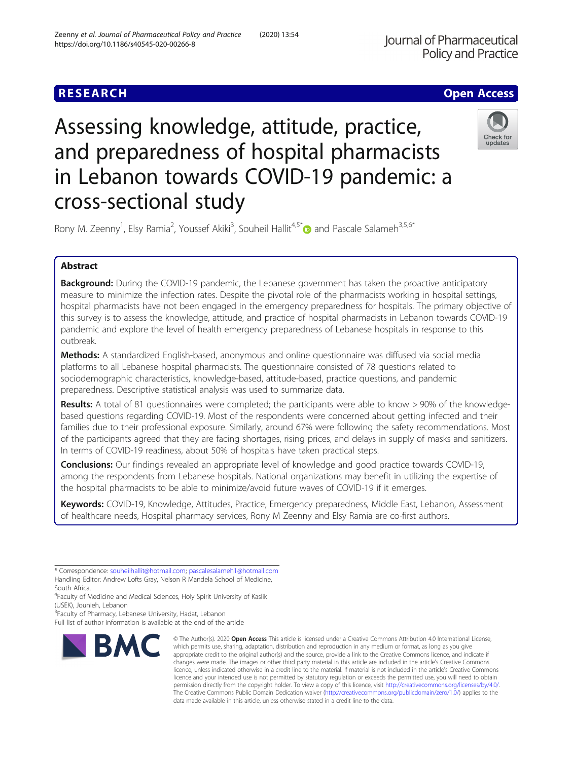RESEARCH

Open Access

# Assessing knowledge, attitude, practice, and preparedness of hospital pharmacists in Lebanon towards COVID-19 pandemic: a cross-sectional study

Rony M. Zeenny[1], Elsy Ramia[2], Youssef Akiki[3], Souheil Hallit[4,5*] and Pascale Salameh[3,5,6*]

## Abstract

**Background:** During the COVID-19 pandemic, the Lebanese government has taken the proactive anticipatory measure to minimize the infection rates. Despite the pivotal role of the pharmacists working in hospital settings, hospital pharmacists have not been engaged in the emergency preparedness for hospitals. The primary objective of this survey is to assess the knowledge, attitude, and practice of hospital pharmacists in Lebanon towards COVID-19 pandemic and explore the level of health emergency preparedness of Lebanese hospitals in response to this outbreak.

**Methods:** A standardized English-based, anonymous and online questionnaire was diffused via social media platforms to all Lebanese hospital pharmacists. The questionnaire consisted of 78 questions related to sociodemographic characteristics, knowledge-based, attitude-based, practice questions, and pandemic preparedness. Descriptive statistical analysis was used to summarize data.

**Results:** A total of 81 questionnaires were completed; the participants were able to know > 90% of the knowledge-based questions regarding COVID-19. Most of the respondents were concerned about getting infected and their families due to their professional exposure. Similarly, around 67% were following the safety recommendations. Most of the participants agreed that they are facing shortages, rising prices, and delays in supply of masks and sanitizers. In terms of COVID-19 readiness, about 50% of hospitals have taken practical steps.

**Conclusions:** Our findings revealed an appropriate level of knowledge and good practice towards COVID-19, among the respondents from Lebanese hospitals. National organizations may benefit in utilizing the expertise of the hospital pharmacists to be able to minimize/avoid future waves of COVID-19 if it emerges.

**Keywords:** COVID-19, Knowledge, Attitudes, Practice, Emergency preparedness, Middle East, Lebanon, Assessment of healthcare needs, Hospital pharmacy services, Rony M Zeenny and Elsy Ramia are co-first authors.

---

* Correspondence: souheilhallit@hotmail.com; pascalesalameh1@hotmail.com
Handling Editor: Andrew Lofts Gray, Nelson R Mandela School of Medicine, South Africa.
[4]Faculty of Medicine and Medical Sciences, Holy Spirit University of Kaslik (USEK), Jounieh, Lebanon
[3]Faculty of Pharmacy, Lebanese University, Hadat, Lebanon
Full list of author information is available at the end of the article

© The Author(s). 2020 **Open Access** This article is licensed under a Creative Commons Attribution 4.0 International License, which permits use, sharing, adaptation, distribution and reproduction in any medium or format, as long as you give appropriate credit to the original author(s) and the source, provide a link to the Creative Commons licence, and indicate if changes were made. The images or other third party material in this article are included in the article's Creative Commons licence, unless indicated otherwise in a credit line to the material. If material is not included in the article's Creative Commons licence and your intended use is not permitted by statutory regulation or exceeds the permitted use, you will need to obtain permission directly from the copyright holder. To view a copy of this licence, visit http://creativecommons.org/licenses/by/4.0/. The Creative Commons Public Domain Dedication waiver (http://creativecommons.org/publicdomain/zero/1.0/) applies to the data made available in this article, unless otherwise stated in a credit line to the data.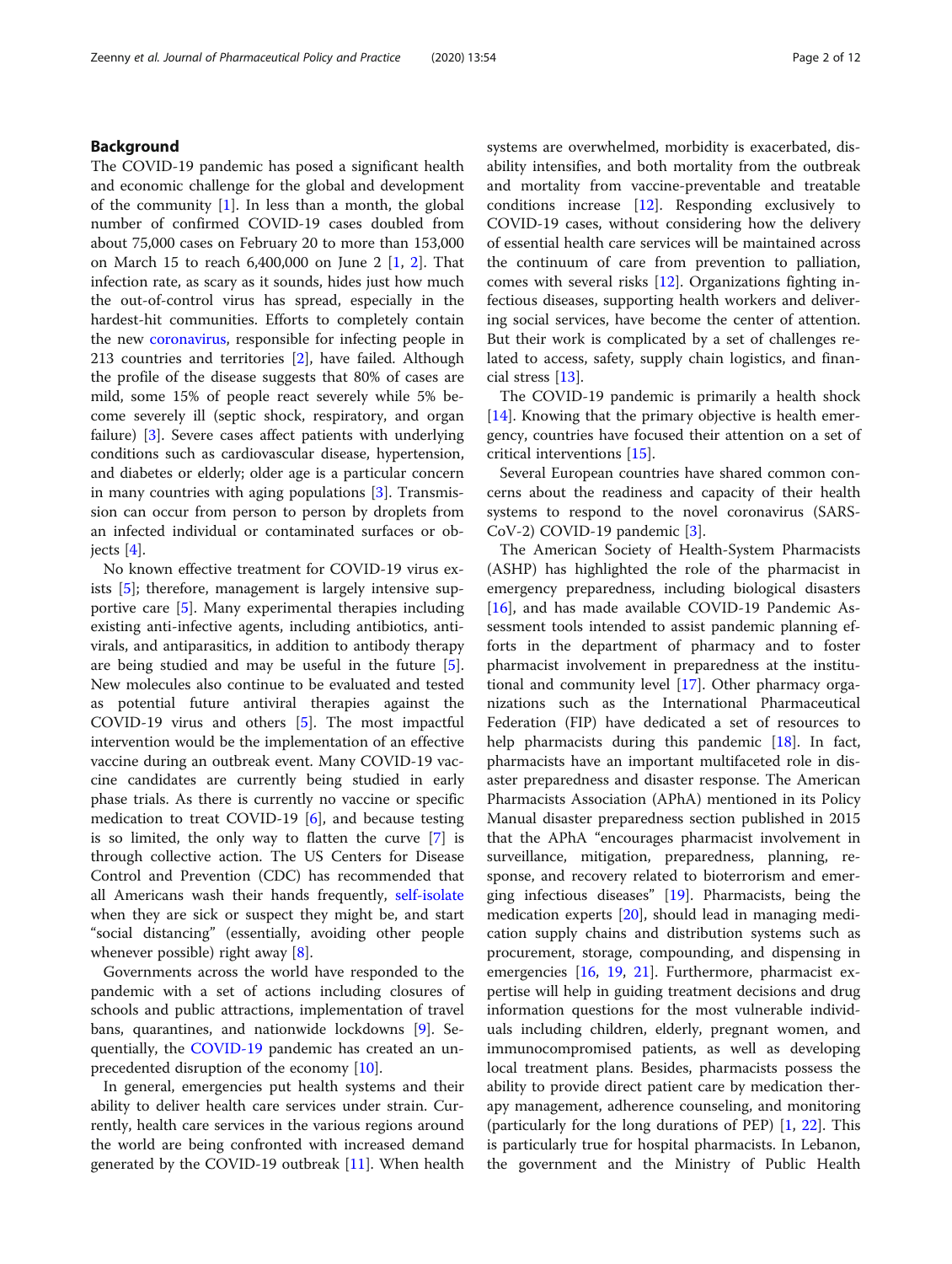## Background

The COVID-19 pandemic has posed a significant health and economic challenge for the global and development of the community [1]. In less than a month, the global number of confirmed COVID-19 cases doubled from about 75,000 cases on February 20 to more than 153,000 on March 15 to reach 6,400,000 on June 2 [1, 2]. That infection rate, as scary as it sounds, hides just how much the out-of-control virus has spread, especially in the hardest-hit communities. Efforts to completely contain the new coronavirus, responsible for infecting people in 213 countries and territories [2], have failed. Although the profile of the disease suggests that 80% of cases are mild, some 15% of people react severely while 5% become severely ill (septic shock, respiratory, and organ failure) [3]. Severe cases affect patients with underlying conditions such as cardiovascular disease, hypertension, and diabetes or elderly; older age is a particular concern in many countries with aging populations [3]. Transmission can occur from person to person by droplets from an infected individual or contaminated surfaces or objects [4].

No known effective treatment for COVID-19 virus exists [5]; therefore, management is largely intensive supportive care [5]. Many experimental therapies including existing anti-infective agents, including antibiotics, antivirals, and antiparasitics, in addition to antibody therapy are being studied and may be useful in the future [5]. New molecules also continue to be evaluated and tested as potential future antiviral therapies against the COVID-19 virus and others [5]. The most impactful intervention would be the implementation of an effective vaccine during an outbreak event. Many COVID-19 vaccine candidates are currently being studied in early phase trials. As there is currently no vaccine or specific medication to treat COVID-19 [6], and because testing is so limited, the only way to flatten the curve [7] is through collective action. The US Centers for Disease Control and Prevention (CDC) has recommended that all Americans wash their hands frequently, self-isolate when they are sick or suspect they might be, and start "social distancing" (essentially, avoiding other people whenever possible) right away [8].

Governments across the world have responded to the pandemic with a set of actions including closures of schools and public attractions, implementation of travel bans, quarantines, and nationwide lockdowns [9]. Sequentially, the COVID-19 pandemic has created an unprecedented disruption of the economy [10].

In general, emergencies put health systems and their ability to deliver health care services under strain. Currently, health care services in the various regions around the world are being confronted with increased demand generated by the COVID-19 outbreak [11]. When health systems are overwhelmed, morbidity is exacerbated, disability intensifies, and both mortality from the outbreak and mortality from vaccine-preventable and treatable conditions increase [12]. Responding exclusively to COVID-19 cases, without considering how the delivery of essential health care services will be maintained across the continuum of care from prevention to palliation, comes with several risks [12]. Organizations fighting infectious diseases, supporting health workers and delivering social services, have become the center of attention. But their work is complicated by a set of challenges related to access, safety, supply chain logistics, and financial stress [13].

The COVID-19 pandemic is primarily a health shock [14]. Knowing that the primary objective is health emergency, countries have focused their attention on a set of critical interventions [15].

Several European countries have shared common concerns about the readiness and capacity of their health systems to respond to the novel coronavirus (SARS-CoV-2) COVID-19 pandemic [3].

The American Society of Health-System Pharmacists (ASHP) has highlighted the role of the pharmacist in emergency preparedness, including biological disasters [16], and has made available COVID-19 Pandemic Assessment tools intended to assist pandemic planning efforts in the department of pharmacy and to foster pharmacist involvement in preparedness at the institutional and community level [17]. Other pharmacy organizations such as the International Pharmaceutical Federation (FIP) have dedicated a set of resources to help pharmacists during this pandemic [18]. In fact, pharmacists have an important multifaceted role in disaster preparedness and disaster response. The American Pharmacists Association (APhA) mentioned in its Policy Manual disaster preparedness section published in 2015 that the APhA "encourages pharmacist involvement in surveillance, mitigation, preparedness, planning, response, and recovery related to bioterrorism and emerging infectious diseases" [19]. Pharmacists, being the medication experts [20], should lead in managing medication supply chains and distribution systems such as procurement, storage, compounding, and dispensing in emergencies [16, 19, 21]. Furthermore, pharmacist expertise will help in guiding treatment decisions and drug information questions for the most vulnerable individuals including children, elderly, pregnant women, and immunocompromised patients, as well as developing local treatment plans. Besides, pharmacists possess the ability to provide direct patient care by medication therapy management, adherence counseling, and monitoring (particularly for the long durations of PEP) [1, 22]. This is particularly true for hospital pharmacists. In Lebanon, the government and the Ministry of Public Health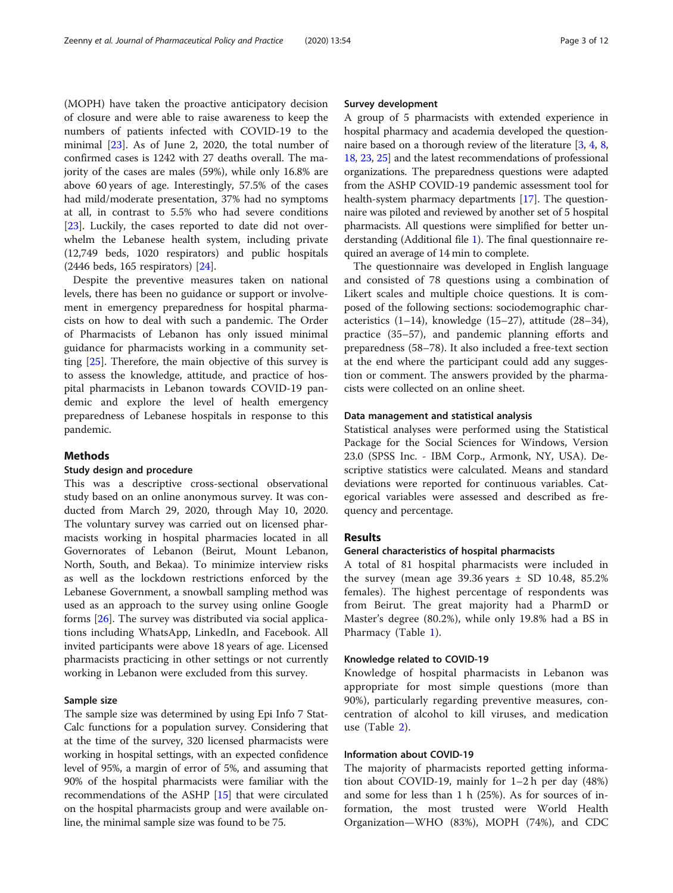(MOPH) have taken the proactive anticipatory decision of closure and were able to raise awareness to keep the numbers of patients infected with COVID-19 to the minimal [23]. As of June 2, 2020, the total number of confirmed cases is 1242 with 27 deaths overall. The majority of the cases are males (59%), while only 16.8% are above 60 years of age. Interestingly, 57.5% of the cases had mild/moderate presentation, 37% had no symptoms at all, in contrast to 5.5% who had severe conditions [23]. Luckily, the cases reported to date did not overwhelm the Lebanese health system, including private (12,749 beds, 1020 respirators) and public hospitals (2446 beds, 165 respirators) [24].

Despite the preventive measures taken on national levels, there has been no guidance or support or involvement in emergency preparedness for hospital pharmacists on how to deal with such a pandemic. The Order of Pharmacists of Lebanon has only issued minimal guidance for pharmacists working in a community setting [25]. Therefore, the main objective of this survey is to assess the knowledge, attitude, and practice of hospital pharmacists in Lebanon towards COVID-19 pandemic and explore the level of health emergency preparedness of Lebanese hospitals in response to this pandemic.

## Methods

### Study design and procedure

This was a descriptive cross-sectional observational study based on an online anonymous survey. It was conducted from March 29, 2020, through May 10, 2020. The voluntary survey was carried out on licensed pharmacists working in hospital pharmacies located in all Governorates of Lebanon (Beirut, Mount Lebanon, North, South, and Bekaa). To minimize interview risks as well as the lockdown restrictions enforced by the Lebanese Government, a snowball sampling method was used as an approach to the survey using online Google forms [26]. The survey was distributed via social applications including WhatsApp, LinkedIn, and Facebook. All invited participants were above 18 years of age. Licensed pharmacists practicing in other settings or not currently working in Lebanon were excluded from this survey.

### Sample size

The sample size was determined by using Epi Info 7 StatCalc functions for a population survey. Considering that at the time of the survey, 320 licensed pharmacists were working in hospital settings, with an expected confidence level of 95%, a margin of error of 5%, and assuming that 90% of the hospital pharmacists were familiar with the recommendations of the ASHP [15] that were circulated on the hospital pharmacists group and were available online, the minimal sample size was found to be 75.

### Survey development

A group of 5 pharmacists with extended experience in hospital pharmacy and academia developed the questionnaire based on a thorough review of the literature [3, 4, 8, 18, 23, 25] and the latest recommendations of professional organizations. The preparedness questions were adapted from the ASHP COVID-19 pandemic assessment tool for health-system pharmacy departments [17]. The questionnaire was piloted and reviewed by another set of 5 hospital pharmacists. All questions were simplified for better understanding (Additional file 1). The final questionnaire required an average of 14 min to complete.

The questionnaire was developed in English language and consisted of 78 questions using a combination of Likert scales and multiple choice questions. It is composed of the following sections: sociodemographic characteristics (1–14), knowledge (15–27), attitude (28–34), practice (35–57), and pandemic planning efforts and preparedness (58–78). It also included a free-text section at the end where the participant could add any suggestion or comment. The answers provided by the pharmacists were collected on an online sheet.

### Data management and statistical analysis

Statistical analyses were performed using the Statistical Package for the Social Sciences for Windows, Version 23.0 (SPSS Inc. - IBM Corp., Armonk, NY, USA). Descriptive statistics were calculated. Means and standard deviations were reported for continuous variables. Categorical variables were assessed and described as frequency and percentage.

## Results

### General characteristics of hospital pharmacists

A total of 81 hospital pharmacists were included in the survey (mean age 39.36 years ± SD 10.48, 85.2% females). The highest percentage of respondents was from Beirut. The great majority had a PharmD or Master's degree (80.2%), while only 19.8% had a BS in Pharmacy (Table 1).

### Knowledge related to COVID-19

Knowledge of hospital pharmacists in Lebanon was appropriate for most simple questions (more than 90%), particularly regarding preventive measures, concentration of alcohol to kill viruses, and medication use (Table 2).

### Information about COVID-19

The majority of pharmacists reported getting information about COVID-19, mainly for 1–2 h per day (48%) and some for less than 1 h (25%). As for sources of information, the most trusted were World Health Organization—WHO (83%), MOPH (74%), and CDC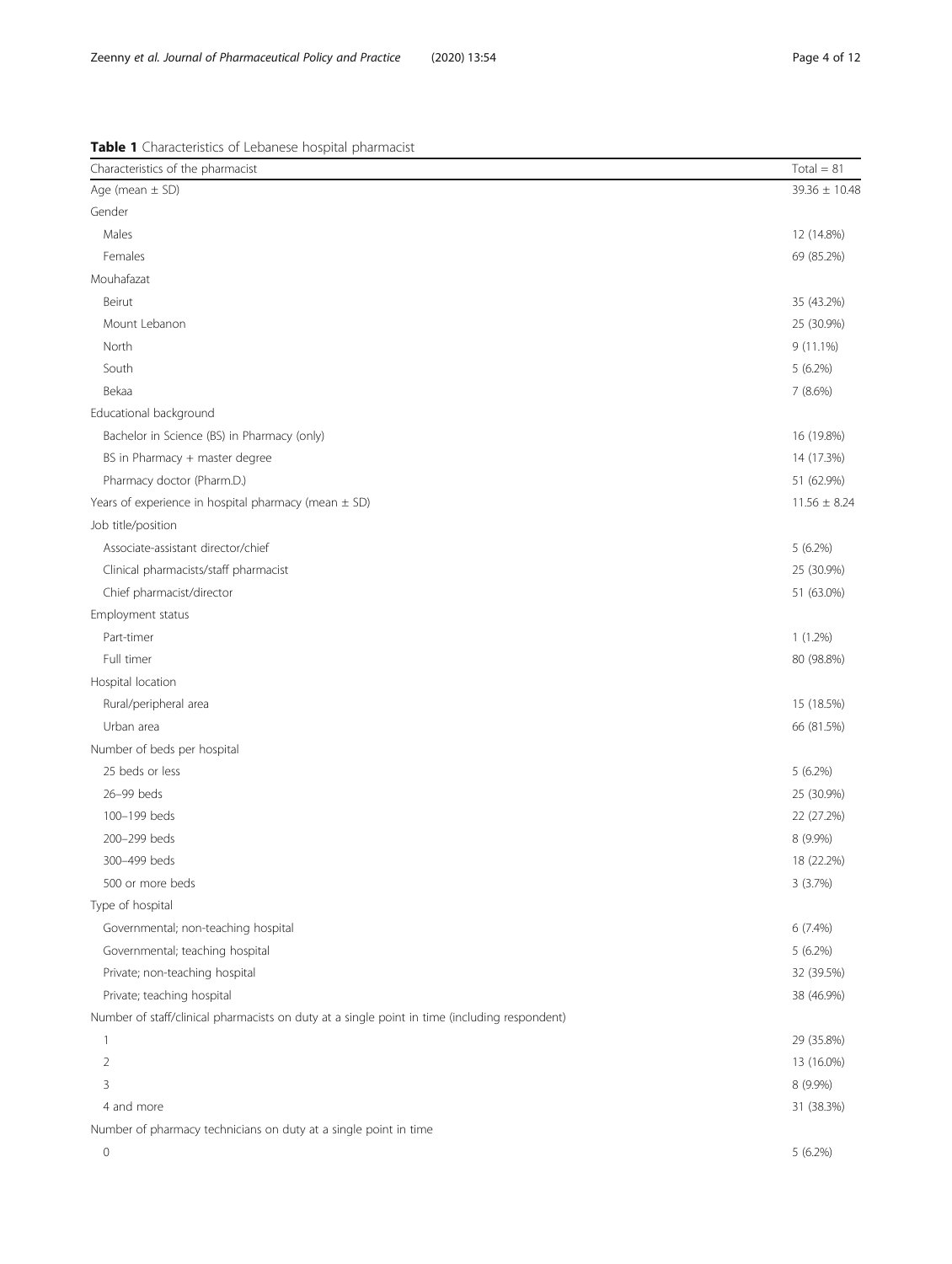**Table 1** Characteristics of Lebanese hospital pharmacist

| Characteristics of the pharmacist | Total = 81 |
|---|---|
| Age (mean ± SD) | 39.36 ± 10.48 |
| Gender | |
| Males | 12 (14.8%) |
| Females | 69 (85.2%) |
| Mouhafazat | |
| Beirut | 35 (43.2%) |
| Mount Lebanon | 25 (30.9%) |
| North | 9 (11.1%) |
| South | 5 (6.2%) |
| Bekaa | 7 (8.6%) |
| Educational background | |
| Bachelor in Science (BS) in Pharmacy (only) | 16 (19.8%) |
| BS in Pharmacy + master degree | 14 (17.3%) |
| Pharmacy doctor (Pharm.D.) | 51 (62.9%) |
| Years of experience in hospital pharmacy (mean ± SD) | 11.56 ± 8.24 |
| Job title/position | |
| Associate-assistant director/chief | 5 (6.2%) |
| Clinical pharmacists/staff pharmacist | 25 (30.9%) |
| Chief pharmacist/director | 51 (63.0%) |
| Employment status | |
| Part-timer | 1 (1.2%) |
| Full timer | 80 (98.8%) |
| Hospital location | |
| Rural/peripheral area | 15 (18.5%) |
| Urban area | 66 (81.5%) |
| Number of beds per hospital | |
| 25 beds or less | 5 (6.2%) |
| 26–99 beds | 25 (30.9%) |
| 100–199 beds | 22 (27.2%) |
| 200–299 beds | 8 (9.9%) |
| 300–499 beds | 18 (22.2%) |
| 500 or more beds | 3 (3.7%) |
| Type of hospital | |
| Governmental; non-teaching hospital | 6 (7.4%) |
| Governmental; teaching hospital | 5 (6.2%) |
| Private; non-teaching hospital | 32 (39.5%) |
| Private; teaching hospital | 38 (46.9%) |
| Number of staff/clinical pharmacists on duty at a single point in time (including respondent) | |
| 1 | 29 (35.8%) |
| 2 | 13 (16.0%) |
| 3 | 8 (9.9%) |
| 4 and more | 31 (38.3%) |
| Number of pharmacy technicians on duty at a single point in time | |
| 0 | 5 (6.2%) |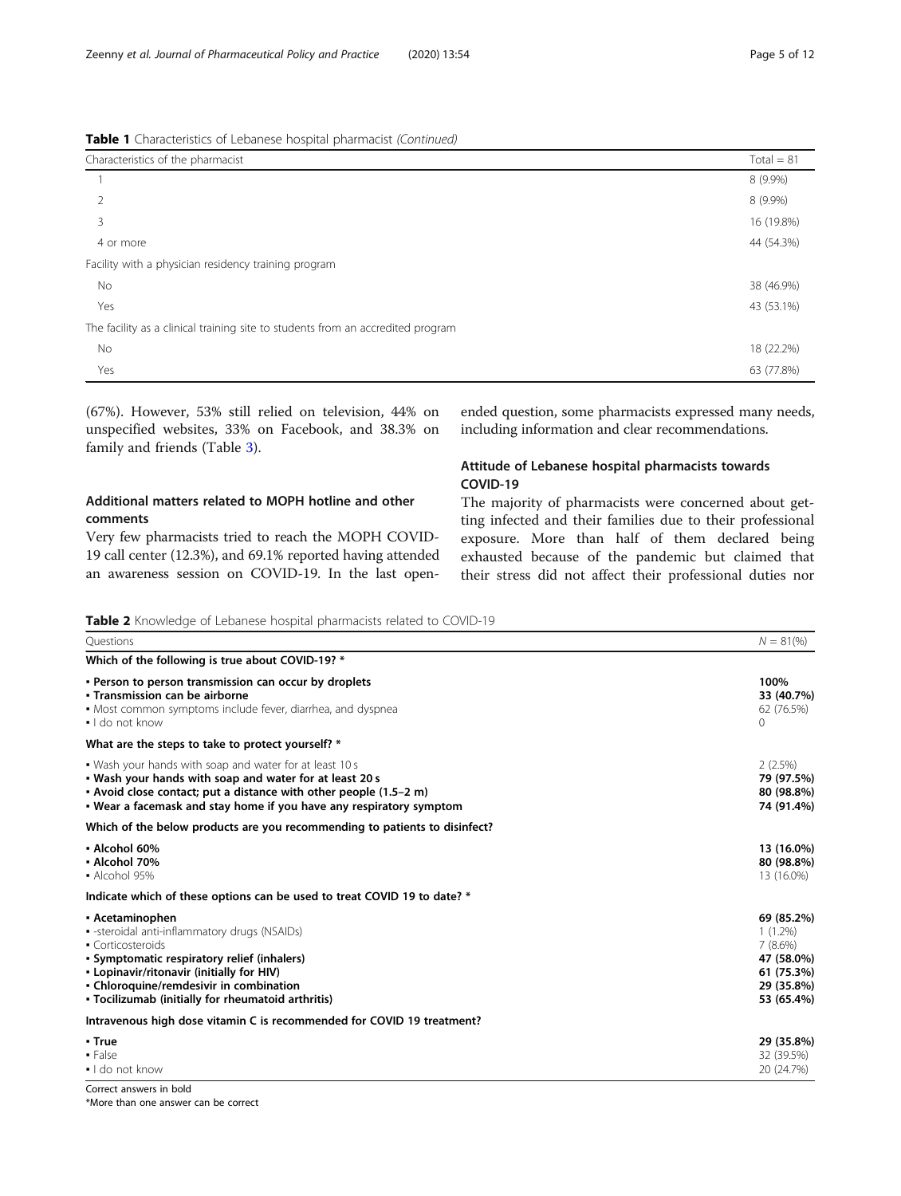**Table 1** Characteristics of Lebanese hospital pharmacist *(Continued)*

| Characteristics of the pharmacist | Total = 81 |
| --- | --- |
| 1 | 8 (9.9%) |
| 2 | 8 (9.9%) |
| 3 | 16 (19.8%) |
| 4 or more | 44 (54.3%) |
| Facility with a physician residency training program | |
| No | 38 (46.9%) |
| Yes | 43 (53.1%) |
| The facility as a clinical training site to students from an accredited program | |
| No | 18 (22.2%) |
| Yes | 63 (77.8%) |

(67%). However, 53% still relied on television, 44% on unspecified websites, 33% on Facebook, and 38.3% on family and friends (Table 3).

## Additional matters related to MOPH hotline and other comments

Very few pharmacists tried to reach the MOPH COVID-19 call center (12.3%), and 69.1% reported having attended an awareness session on COVID-19. In the last open-ended question, some pharmacists expressed many needs, including information and clear recommendations.

## Attitude of Lebanese hospital pharmacists towards COVID-19

The majority of pharmacists were concerned about getting infected and their families due to their professional exposure. More than half of them declared being exhausted because of the pandemic but claimed that their stress did not affect their professional duties nor

**Table 2** Knowledge of Lebanese hospital pharmacists related to COVID-19

| Questions | N = 81(%) |
| --- | --- |
| **Which of the following is true about COVID-19? *** | |
| **▪ Person to person transmission can occur by droplets** | **100%** |
| **▪ Transmission can be airborne** | **33 (40.7%)** |
| ▪ Most common symptoms include fever, diarrhea, and dyspnea | 62 (76.5%) |
| ▪ I do not know | 0 |
| **What are the steps to take to protect yourself? *** | |
| ▪ Wash your hands with soap and water for at least 10 s | 2 (2.5%) |
| **▪ Wash your hands with soap and water for at least 20 s** | **79 (97.5%)** |
| **▪ Avoid close contact; put a distance with other people (1.5–2 m)** | **80 (98.8%)** |
| **▪ Wear a facemask and stay home if you have any respiratory symptom** | **74 (91.4%)** |
| **Which of the below products are you recommending to patients to disinfect?** | |
| **▪ Alcohol 60%** | **13 (16.0%)** |
| **▪ Alcohol 70%** | **80 (98.8%)** |
| ▪ Alcohol 95% | 13 (16.0%) |
| **Indicate which of these options can be used to treat COVID 19 to date? *** | |
| **▪ Acetaminophen** | **69 (85.2%)** |
| ▪ -steroidal anti-inflammatory drugs (NSAIDs) | 1 (1.2%) |
| ▪ Corticosteroids | 7 (8.6%) |
| **▪ Symptomatic respiratory relief (inhalers)** | **47 (58.0%)** |
| **▪ Lopinavir/ritonavir (initially for HIV)** | **61 (75.3%)** |
| **▪ Chloroquine/remdesivir in combination** | **29 (35.8%)** |
| **▪ Tocilizumab (initially for rheumatoid arthritis)** | **53 (65.4%)** |
| **Intravenous high dose vitamin C is recommended for COVID 19 treatment?** | |
| **▪ True** | **29 (35.8%)** |
| ▪ False | 32 (39.5%) |
| ▪ I do not know | 20 (24.7%) |

Correct answers in bold
*More than one answer can be correct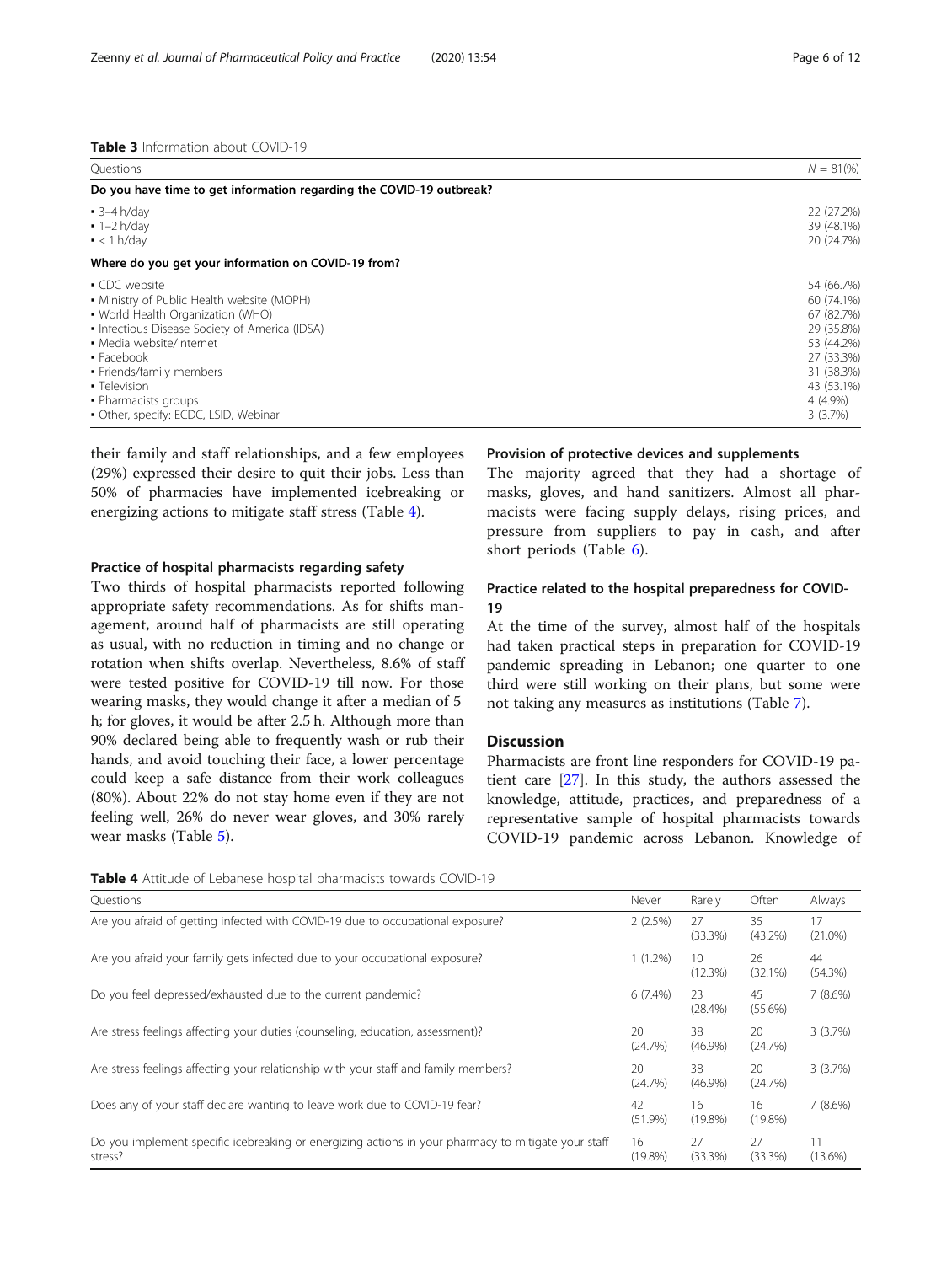**Table 3** Information about COVID-19

| Questions | N = 81(%) |
|---|---|
| **Do you have time to get information regarding the COVID-19 outbreak?** | |
| ▪ 3–4 h/day | 22 (27.2%) |
| ▪ 1–2 h/day | 39 (48.1%) |
| ▪ < 1 h/day | 20 (24.7%) |
| **Where do you get your information on COVID-19 from?** | |
| ▪ CDC website | 54 (66.7%) |
| ▪ Ministry of Public Health website (MOPH) | 60 (74.1%) |
| ▪ World Health Organization (WHO) | 67 (82.7%) |
| ▪ Infectious Disease Society of America (IDSA) | 29 (35.8%) |
| ▪ Media website/Internet | 53 (44.2%) |
| ▪ Facebook | 27 (33.3%) |
| ▪ Friends/family members | 31 (38.3%) |
| ▪ Television | 43 (53.1%) |
| ▪ Pharmacists groups | 4 (4.9%) |
| ▪ Other, specify: ECDC, LSID, Webinar | 3 (3.7%) |

their family and staff relationships, and a few employees (29%) expressed their desire to quit their jobs. Less than 50% of pharmacies have implemented icebreaking or energizing actions to mitigate staff stress (Table 4).

### Practice of hospital pharmacists regarding safety

Two thirds of hospital pharmacists reported following appropriate safety recommendations. As for shifts management, around half of pharmacists are still operating as usual, with no reduction in timing and no change or rotation when shifts overlap. Nevertheless, 8.6% of staff were tested positive for COVID-19 till now. For those wearing masks, they would change it after a median of 5 h; for gloves, it would be after 2.5 h. Although more than 90% declared being able to frequently wash or rub their hands, and avoid touching their face, a lower percentage could keep a safe distance from their work colleagues (80%). About 22% do not stay home even if they are not feeling well, 26% do never wear gloves, and 30% rarely wear masks (Table 5).

### Provision of protective devices and supplements

The majority agreed that they had a shortage of masks, gloves, and hand sanitizers. Almost all pharmacists were facing supply delays, rising prices, and pressure from suppliers to pay in cash, and after short periods (Table 6).

### Practice related to the hospital preparedness for COVID-19

At the time of the survey, almost half of the hospitals had taken practical steps in preparation for COVID-19 pandemic spreading in Lebanon; one quarter to one third were still working on their plans, but some were not taking any measures as institutions (Table 7).

## Discussion

Pharmacists are front line responders for COVID-19 patient care [27]. In this study, the authors assessed the knowledge, attitude, practices, and preparedness of a representative sample of hospital pharmacists towards COVID-19 pandemic across Lebanon. Knowledge of

**Table 4** Attitude of Lebanese hospital pharmacists towards COVID-19

| Questions | Never | Rarely | Often | Always |
|---|---|---|---|---|
| Are you afraid of getting infected with COVID-19 due to occupational exposure? | 2 (2.5%) | 27 (33.3%) | 35 (43.2%) | 17 (21.0%) |
| Are you afraid your family gets infected due to your occupational exposure? | 1 (1.2%) | 10 (12.3%) | 26 (32.1%) | 44 (54.3%) |
| Do you feel depressed/exhausted due to the current pandemic? | 6 (7.4%) | 23 (28.4%) | 45 (55.6%) | 7 (8.6%) |
| Are stress feelings affecting your duties (counseling, education, assessment)? | 20 (24.7%) | 38 (46.9%) | 20 (24.7%) | 3 (3.7%) |
| Are stress feelings affecting your relationship with your staff and family members? | 20 (24.7%) | 38 (46.9%) | 20 (24.7%) | 3 (3.7%) |
| Does any of your staff declare wanting to leave work due to COVID-19 fear? | 42 (51.9%) | 16 (19.8%) | 16 (19.8%) | 7 (8.6%) |
| Do you implement specific icebreaking or energizing actions in your pharmacy to mitigate your staff stress? | 16 (19.8%) | 27 (33.3%) | 27 (33.3%) | 11 (13.6%) |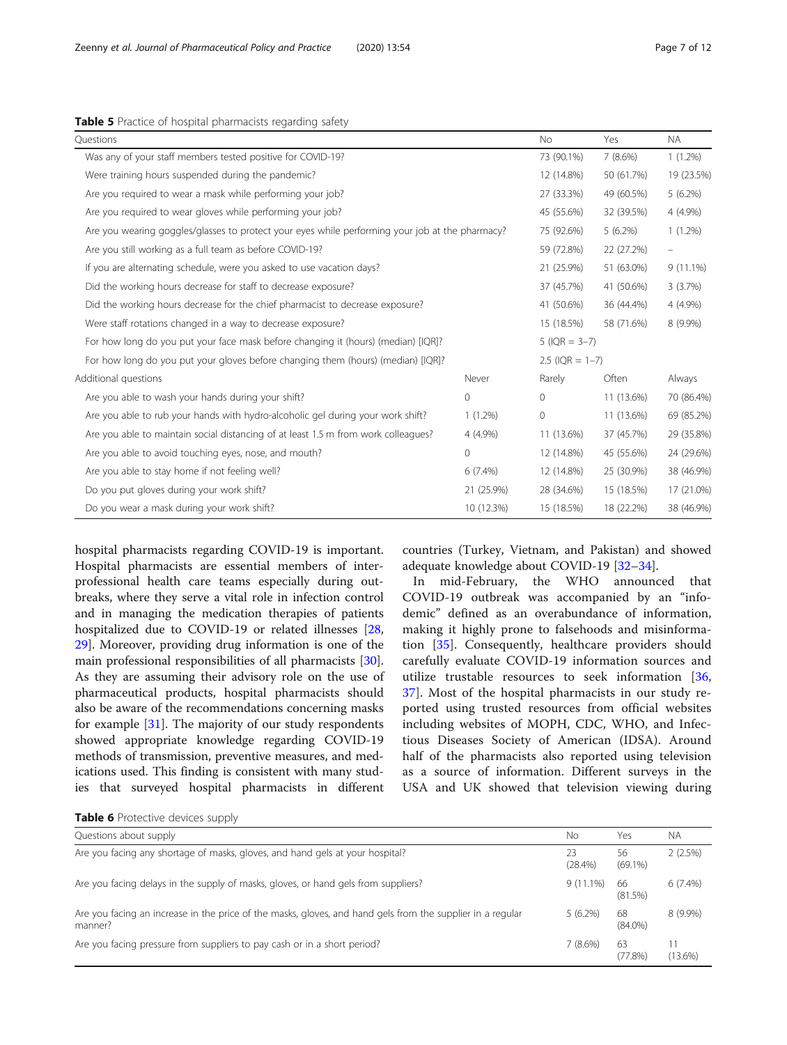**Table 5** Practice of hospital pharmacists regarding safety

| Questions | | No | Yes | NA |
|---|---|---|---|---|
| Was any of your staff members tested positive for COVID-19? | | 73 (90.1%) | 7 (8.6%) | 1 (1.2%) |
| Were training hours suspended during the pandemic? | | 12 (14.8%) | 50 (61.7%) | 19 (23.5%) |
| Are you required to wear a mask while performing your job? | | 27 (33.3%) | 49 (60.5%) | 5 (6.2%) |
| Are you required to wear gloves while performing your job? | | 45 (55.6%) | 32 (39.5%) | 4 (4.9%) |
| Are you wearing goggles/glasses to protect your eyes while performing your job at the pharmacy? | | 75 (92.6%) | 5 (6.2%) | 1 (1.2%) |
| Are you still working as a full team as before COVID-19? | | 59 (72.8%) | 22 (27.2%) | – |
| If you are alternating schedule, were you asked to use vacation days? | | 21 (25.9%) | 51 (63.0%) | 9 (11.1%) |
| Did the working hours decrease for staff to decrease exposure? | | 37 (45.7%) | 41 (50.6%) | 3 (3.7%) |
| Did the working hours decrease for the chief pharmacist to decrease exposure? | | 41 (50.6%) | 36 (44.4%) | 4 (4.9%) |
| Were staff rotations changed in a way to decrease exposure? | | 15 (18.5%) | 58 (71.6%) | 8 (9.9%) |
| For how long do you put your face mask before changing it (hours) (median) [IQR]? | | 5 (IQR = 3–7) | | |
| For how long do you put your gloves before changing them (hours) (median) [IQR]? | | 2.5 (IQR = 1–7) | | |
| Additional questions | Never | Rarely | Often | Always |
| Are you able to wash your hands during your shift? | 0 | 0 | 11 (13.6%) | 70 (86.4%) |
| Are you able to rub your hands with hydro-alcoholic gel during your work shift? | 1 (1.2%) | 0 | 11 (13.6%) | 69 (85.2%) |
| Are you able to maintain social distancing of at least 1.5 m from work colleagues? | 4 (4.9%) | 11 (13.6%) | 37 (45.7%) | 29 (35.8%) |
| Are you able to avoid touching eyes, nose, and mouth? | 0 | 12 (14.8%) | 45 (55.6%) | 24 (29.6%) |
| Are you able to stay home if not feeling well? | 6 (7.4%) | 12 (14.8%) | 25 (30.9%) | 38 (46.9%) |
| Do you put gloves during your work shift? | 21 (25.9%) | 28 (34.6%) | 15 (18.5%) | 17 (21.0%) |
| Do you wear a mask during your work shift? | 10 (12.3%) | 15 (18.5%) | 18 (22.2%) | 38 (46.9%) |

hospital pharmacists regarding COVID-19 is important. Hospital pharmacists are essential members of inter-professional health care teams especially during outbreaks, where they serve a vital role in infection control and in managing the medication therapies of patients hospitalized due to COVID-19 or related illnesses [28, 29]. Moreover, providing drug information is one of the main professional responsibilities of all pharmacists [30]. As they are assuming their advisory role on the use of pharmaceutical products, hospital pharmacists should also be aware of the recommendations concerning masks for example [31]. The majority of our study respondents showed appropriate knowledge regarding COVID-19 methods of transmission, preventive measures, and medications used. This finding is consistent with many studies that surveyed hospital pharmacists in different countries (Turkey, Vietnam, and Pakistan) and showed adequate knowledge about COVID-19 [32–34].

In mid-February, the WHO announced that COVID-19 outbreak was accompanied by an "infodemic" defined as an overabundance of information, making it highly prone to falsehoods and misinformation [35]. Consequently, healthcare providers should carefully evaluate COVID-19 information sources and utilize trustable resources to seek information [36, 37]. Most of the hospital pharmacists in our study reported using trusted resources from official websites including websites of MOPH, CDC, WHO, and Infectious Diseases Society of American (IDSA). Around half of the pharmacists also reported using television as a source of information. Different surveys in the USA and UK showed that television viewing during

**Table 6** Protective devices supply

| Questions about supply | No | Yes | NA |
|---|---|---|---|
| Are you facing any shortage of masks, gloves, and hand gels at your hospital? | 23 (28.4%) | 56 (69.1%) | 2 (2.5%) |
| Are you facing delays in the supply of masks, gloves, or hand gels from suppliers? | 9 (11.1%) | 66 (81.5%) | 6 (7.4%) |
| Are you facing an increase in the price of the masks, gloves, and hand gels from the supplier in a regular manner? | 5 (6.2%) | 68 (84.0%) | 8 (9.9%) |
| Are you facing pressure from suppliers to pay cash or in a short period? | 7 (8.6%) | 63 (77.8%) | 11 (13.6%) |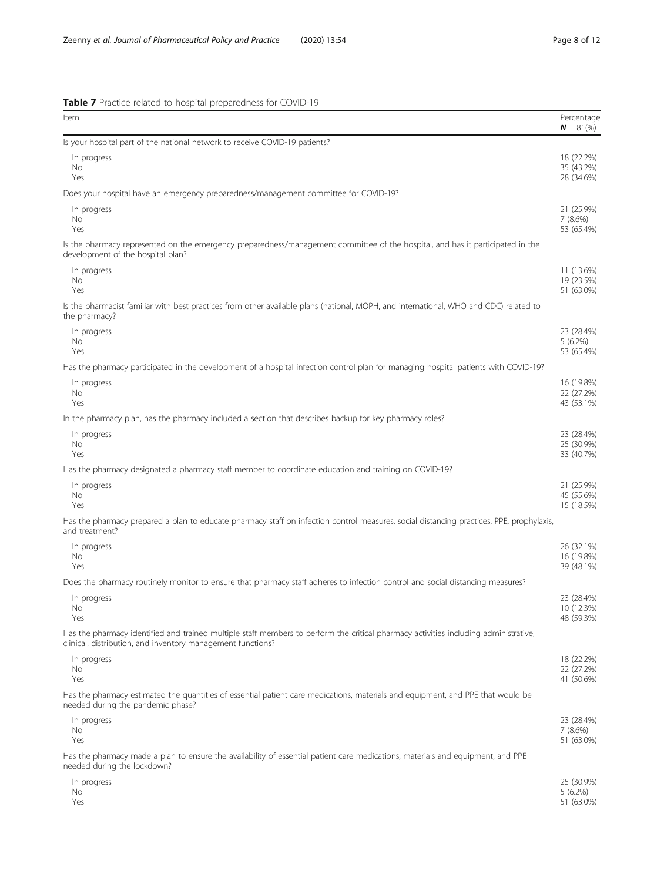**Table 7** Practice related to hospital preparedness for COVID-19

| Item | Percentage ***N*** = 81(%) |
|---|---|
| Is your hospital part of the national network to receive COVID-19 patients? | |
| In progress | 18 (22.2%) |
| No | 35 (43.2%) |
| Yes | 28 (34.6%) |
| Does your hospital have an emergency preparedness/management committee for COVID-19? | |
| In progress | 21 (25.9%) |
| No | 7 (8.6%) |
| Yes | 53 (65.4%) |
| Is the pharmacy represented on the emergency preparedness/management committee of the hospital, and has it participated in the development of the hospital plan? | |
| In progress | 11 (13.6%) |
| No | 19 (23.5%) |
| Yes | 51 (63.0%) |
| Is the pharmacist familiar with best practices from other available plans (national, MOPH, and international, WHO and CDC) related to the pharmacy? | |
| In progress | 23 (28.4%) |
| No | 5 (6.2%) |
| Yes | 53 (65.4%) |
| Has the pharmacy participated in the development of a hospital infection control plan for managing hospital patients with COVID-19? | |
| In progress | 16 (19.8%) |
| No | 22 (27.2%) |
| Yes | 43 (53.1%) |
| In the pharmacy plan, has the pharmacy included a section that describes backup for key pharmacy roles? | |
| In progress | 23 (28.4%) |
| No | 25 (30.9%) |
| Yes | 33 (40.7%) |
| Has the pharmacy designated a pharmacy staff member to coordinate education and training on COVID-19? | |
| In progress | 21 (25.9%) |
| No | 45 (55.6%) |
| Yes | 15 (18.5%) |
| Has the pharmacy prepared a plan to educate pharmacy staff on infection control measures, social distancing practices, PPE, prophylaxis, and treatment? | |
| In progress | 26 (32.1%) |
| No | 16 (19.8%) |
| Yes | 39 (48.1%) |
| Does the pharmacy routinely monitor to ensure that pharmacy staff adheres to infection control and social distancing measures? | |
| In progress | 23 (28.4%) |
| No | 10 (12.3%) |
| Yes | 48 (59.3%) |
| Has the pharmacy identified and trained multiple staff members to perform the critical pharmacy activities including administrative, clinical, distribution, and inventory management functions? | |
| In progress | 18 (22.2%) |
| No | 22 (27.2%) |
| Yes | 41 (50.6%) |
| Has the pharmacy estimated the quantities of essential patient care medications, materials and equipment, and PPE that would be needed during the pandemic phase? | |
| In progress | 23 (28.4%) |
| No | 7 (8.6%) |
| Yes | 51 (63.0%) |
| Has the pharmacy made a plan to ensure the availability of essential patient care medications, materials and equipment, and PPE needed during the lockdown? | |
| In progress | 25 (30.9%) |
| No | 5 (6.2%) |
| Yes | 51 (63.0%) |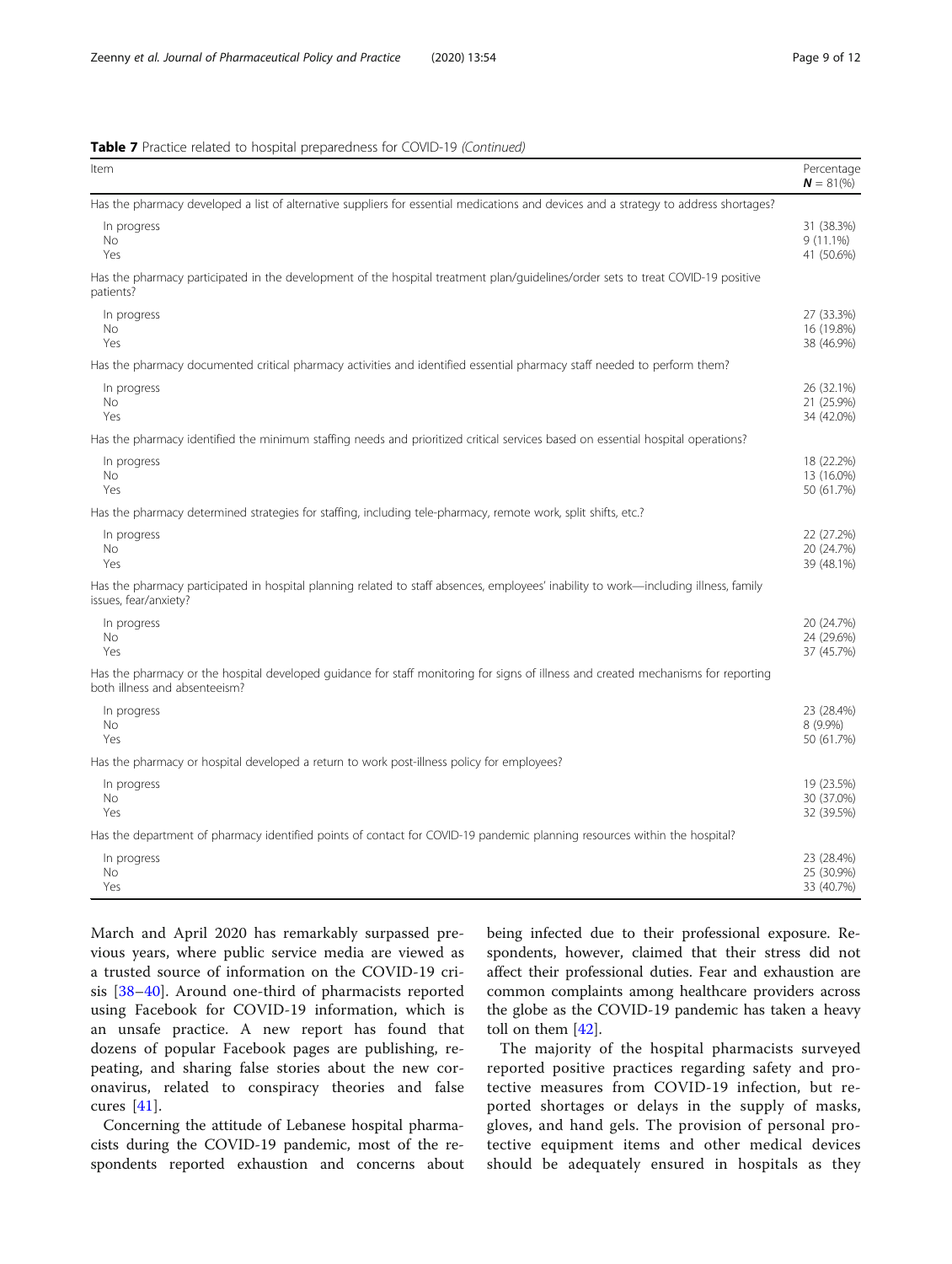**Table 7** Practice related to hospital preparedness for COVID-19 *(Continued)*

| Item | Percentage $N$ = 81(%) |
|---|---|
| Has the pharmacy developed a list of alternative suppliers for essential medications and devices and a strategy to address shortages? | |
| In progress | 31 (38.3%) |
| No | 9 (11.1%) |
| Yes | 41 (50.6%) |
| Has the pharmacy participated in the development of the hospital treatment plan/guidelines/order sets to treat COVID-19 positive patients? | |
| In progress | 27 (33.3%) |
| No | 16 (19.8%) |
| Yes | 38 (46.9%) |
| Has the pharmacy documented critical pharmacy activities and identified essential pharmacy staff needed to perform them? | |
| In progress | 26 (32.1%) |
| No | 21 (25.9%) |
| Yes | 34 (42.0%) |
| Has the pharmacy identified the minimum staffing needs and prioritized critical services based on essential hospital operations? | |
| In progress | 18 (22.2%) |
| No | 13 (16.0%) |
| Yes | 50 (61.7%) |
| Has the pharmacy determined strategies for staffing, including tele-pharmacy, remote work, split shifts, etc.? | |
| In progress | 22 (27.2%) |
| No | 20 (24.7%) |
| Yes | 39 (48.1%) |
| Has the pharmacy participated in hospital planning related to staff absences, employees' inability to work—including illness, family issues, fear/anxiety? | |
| In progress | 20 (24.7%) |
| No | 24 (29.6%) |
| Yes | 37 (45.7%) |
| Has the pharmacy or the hospital developed guidance for staff monitoring for signs of illness and created mechanisms for reporting both illness and absenteeism? | |
| In progress | 23 (28.4%) |
| No | 8 (9.9%) |
| Yes | 50 (61.7%) |
| Has the pharmacy or hospital developed a return to work post-illness policy for employees? | |
| In progress | 19 (23.5%) |
| No | 30 (37.0%) |
| Yes | 32 (39.5%) |
| Has the department of pharmacy identified points of contact for COVID-19 pandemic planning resources within the hospital? | |
| In progress | 23 (28.4%) |
| No | 25 (30.9%) |
| Yes | 33 (40.7%) |

March and April 2020 has remarkably surpassed previous years, where public service media are viewed as a trusted source of information on the COVID-19 crisis [38–40]. Around one-third of pharmacists reported using Facebook for COVID-19 information, which is an unsafe practice. A new report has found that dozens of popular Facebook pages are publishing, repeating, and sharing false stories about the new coronavirus, related to conspiracy theories and false cures [41].

Concerning the attitude of Lebanese hospital pharmacists during the COVID-19 pandemic, most of the respondents reported exhaustion and concerns about being infected due to their professional exposure. Respondents, however, claimed that their stress did not affect their professional duties. Fear and exhaustion are common complaints among healthcare providers across the globe as the COVID-19 pandemic has taken a heavy toll on them [42].

The majority of the hospital pharmacists surveyed reported positive practices regarding safety and protective measures from COVID-19 infection, but reported shortages or delays in the supply of masks, gloves, and hand gels. The provision of personal protective equipment items and other medical devices should be adequately ensured in hospitals as they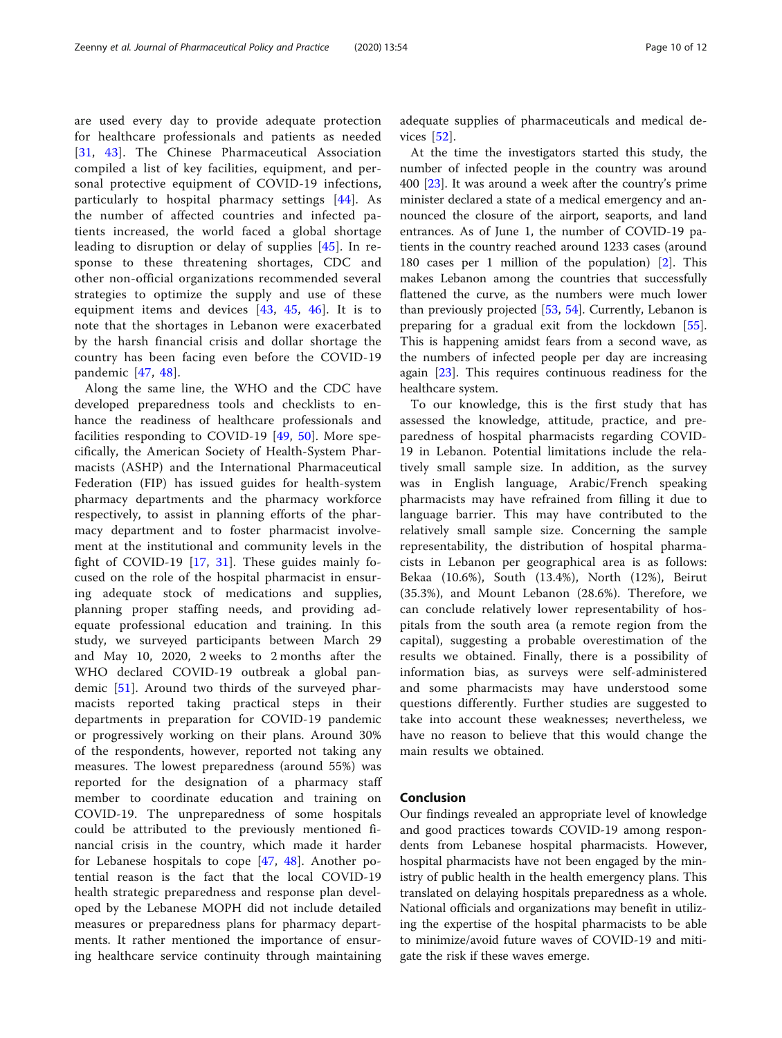are used every day to provide adequate protection for healthcare professionals and patients as needed [31, 43]. The Chinese Pharmaceutical Association compiled a list of key facilities, equipment, and personal protective equipment of COVID-19 infections, particularly to hospital pharmacy settings [44]. As the number of affected countries and infected patients increased, the world faced a global shortage leading to disruption or delay of supplies [45]. In response to these threatening shortages, CDC and other non-official organizations recommended several strategies to optimize the supply and use of these equipment items and devices [43, 45, 46]. It is to note that the shortages in Lebanon were exacerbated by the harsh financial crisis and dollar shortage the country has been facing even before the COVID-19 pandemic [47, 48].

Along the same line, the WHO and the CDC have developed preparedness tools and checklists to enhance the readiness of healthcare professionals and facilities responding to COVID-19 [49, 50]. More specifically, the American Society of Health-System Pharmacists (ASHP) and the International Pharmaceutical Federation (FIP) has issued guides for health-system pharmacy departments and the pharmacy workforce respectively, to assist in planning efforts of the pharmacy department and to foster pharmacist involvement at the institutional and community levels in the fight of COVID-19 [17, 31]. These guides mainly focused on the role of the hospital pharmacist in ensuring adequate stock of medications and supplies, planning proper staffing needs, and providing adequate professional education and training. In this study, we surveyed participants between March 29 and May 10, 2020, 2 weeks to 2 months after the WHO declared COVID-19 outbreak a global pandemic [51]. Around two thirds of the surveyed pharmacists reported taking practical steps in their departments in preparation for COVID-19 pandemic or progressively working on their plans. Around 30% of the respondents, however, reported not taking any measures. The lowest preparedness (around 55%) was reported for the designation of a pharmacy staff member to coordinate education and training on COVID-19. The unpreparedness of some hospitals could be attributed to the previously mentioned financial crisis in the country, which made it harder for Lebanese hospitals to cope [47, 48]. Another potential reason is the fact that the local COVID-19 health strategic preparedness and response plan developed by the Lebanese MOPH did not include detailed measures or preparedness plans for pharmacy departments. It rather mentioned the importance of ensuring healthcare service continuity through maintaining adequate supplies of pharmaceuticals and medical devices [52].

At the time the investigators started this study, the number of infected people in the country was around 400 [23]. It was around a week after the country's prime minister declared a state of a medical emergency and announced the closure of the airport, seaports, and land entrances. As of June 1, the number of COVID-19 patients in the country reached around 1233 cases (around 180 cases per 1 million of the population) [2]. This makes Lebanon among the countries that successfully flattened the curve, as the numbers were much lower than previously projected [53, 54]. Currently, Lebanon is preparing for a gradual exit from the lockdown [55]. This is happening amidst fears from a second wave, as the numbers of infected people per day are increasing again [23]. This requires continuous readiness for the healthcare system.

To our knowledge, this is the first study that has assessed the knowledge, attitude, practice, and preparedness of hospital pharmacists regarding COVID-19 in Lebanon. Potential limitations include the relatively small sample size. In addition, as the survey was in English language, Arabic/French speaking pharmacists may have refrained from filling it due to language barrier. This may have contributed to the relatively small sample size. Concerning the sample representability, the distribution of hospital pharmacists in Lebanon per geographical area is as follows: Bekaa (10.6%), South (13.4%), North (12%), Beirut (35.3%), and Mount Lebanon (28.6%). Therefore, we can conclude relatively lower representability of hospitals from the south area (a remote region from the capital), suggesting a probable overestimation of the results we obtained. Finally, there is a possibility of information bias, as surveys were self-administered and some pharmacists may have understood some questions differently. Further studies are suggested to take into account these weaknesses; nevertheless, we have no reason to believe that this would change the main results we obtained.

## Conclusion

Our findings revealed an appropriate level of knowledge and good practices towards COVID-19 among respondents from Lebanese hospital pharmacists. However, hospital pharmacists have not been engaged by the ministry of public health in the health emergency plans. This translated on delaying hospitals preparedness as a whole. National officials and organizations may benefit in utilizing the expertise of the hospital pharmacists to be able to minimize/avoid future waves of COVID-19 and mitigate the risk if these waves emerge.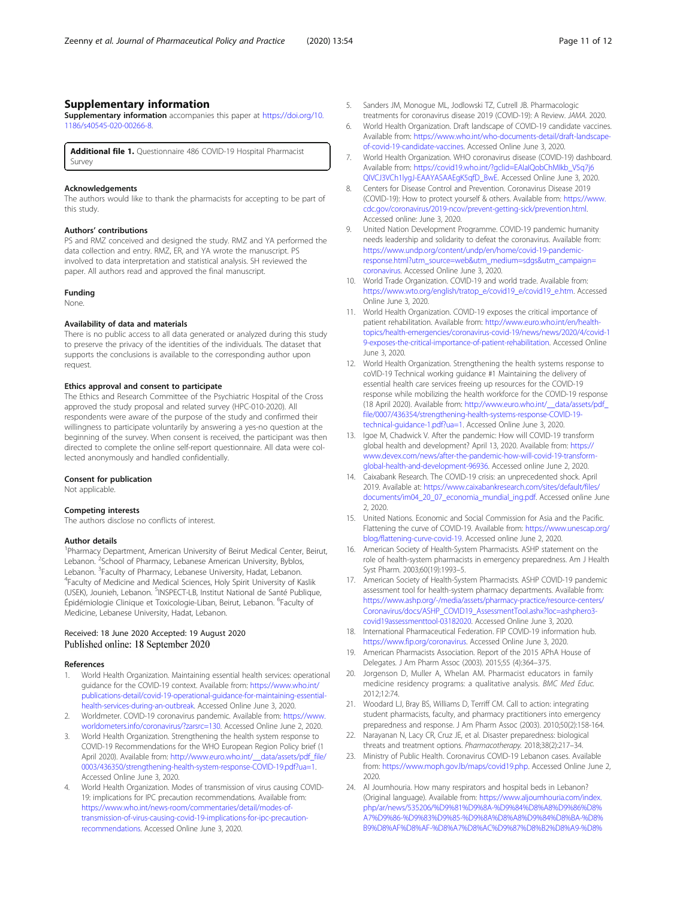## Supplementary information

**Supplementary information** accompanies this paper at https://doi.org/10.1186/s40545-020-00266-8.

**Additional file 1.** Questionnaire 486 COVID-19 Hospital Pharmacist Survey

### Acknowledgements

The authors would like to thank the pharmacists for accepting to be part of this study.

### Authors' contributions

PS and RMZ conceived and designed the study. RMZ and YA performed the data collection and entry. RMZ, ER, and YA wrote the manuscript. PS involved to data interpretation and statistical analysis. SH reviewed the paper. All authors read and approved the final manuscript.

### Funding

None.

### Availability of data and materials

There is no public access to all data generated or analyzed during this study to preserve the privacy of the identities of the individuals. The dataset that supports the conclusions is available to the corresponding author upon request.

### Ethics approval and consent to participate

The Ethics and Research Committee of the Psychiatric Hospital of the Cross approved the study proposal and related survey (HPC-010-2020). All respondents were aware of the purpose of the study and confirmed their willingness to participate voluntarily by answering a yes-no question at the beginning of the survey. When consent is received, the participant was then directed to complete the online self-report questionnaire. All data were collected anonymously and handled confidentially.

### Consent for publication

Not applicable.

### Competing interests

The authors disclose no conflicts of interest.

### Author details

[1]Pharmacy Department, American University of Beirut Medical Center, Beirut, Lebanon. [2]School of Pharmacy, Lebanese American University, Byblos, Lebanon. [3]Faculty of Pharmacy, Lebanese University, Hadat, Lebanon. [4]Faculty of Medicine and Medical Sciences, Holy Spirit University of Kaslik (USEK), Jounieh, Lebanon. [5]INSPECT-LB, Institut National de Santé Publique, Épidémiologie Clinique et Toxicologie-Liban, Beirut, Lebanon. [6]Faculty of Medicine, Lebanese University, Hadat, Lebanon.

Received: 18 June 2020 Accepted: 19 August 2020
Published online: 18 September 2020

### References

1. World Health Organization. Maintaining essential health services: operational guidance for the COVID-19 context. Available from: https://www.who.int/publications-detail/covid-19-operational-guidance-for-maintaining-essential-health-services-during-an-outbreak. Accessed Online June 3, 2020.
2. Worldmeter. COVID-19 coronavirus pandemic. Available from: https://www.worldometers.info/coronavirus/?zarsrc=130. Accessed Online June 2, 2020.
3. World Health Organization. Strengthening the health system response to COVID-19 Recommendations for the WHO European Region Policy brief (1 April 2020). Available from: http://www.euro.who.int/__data/assets/pdf_file/0003/436350/strengthening-health-system-response-COVID-19.pdf?ua=1. Accessed Online June 3, 2020.
4. World Health Organization. Modes of transmission of virus causing COVID-19: implications for IPC precaution recommendations. Available from: https://www.who.int/news-room/commentaries/detail/modes-of-transmission-of-virus-causing-covid-19-implications-for-ipc-precaution-recommendations. Accessed Online June 3, 2020.
5. Sanders JM, Monogue ML, Jodlowski TZ, Cutrell JB. Pharmacologic treatments for coronavirus disease 2019 (COVID-19): A Review. *JAMA*. 2020.
6. World Health Organization. Draft landscape of COVID-19 candidate vaccines. Available from: https://www.who.int/who-documents-detail/draft-landscape-of-covid-19-candidate-vaccines. Accessed Online June 3, 2020.
7. World Health Organization. WHO coronavirus disease (COVID-19) dashboard. Available from: https://covid19.who.int/?gclid=EAIaIQobChMIkb_V5q7j6QIVCJ3VCh1lygJ-EAAYASAAEgK5qfD_BwE. Accessed Online June 3, 2020.
8. Centers for Disease Control and Prevention. Coronavirus Disease 2019 (COVID-19): How to protect yourself & others. Available from: https://www.cdc.gov/coronavirus/2019-ncov/prevent-getting-sick/prevention.html. Accessed online: June 3, 2020.
9. United Nation Development Programme. COVID-19 pandemic humanity needs leadership and solidarity to defeat the coronavirus. Available from: https://www.undp.org/content/undp/en/home/covid-19-pandemic-response.html?utm_source=web&utm_medium=sdgs&utm_campaign=coronavirus. Accessed Online June 3, 2020.
10. World Trade Organization. COVID-19 and world trade. Available from: https://www.wto.org/english/tratop_e/covid19_e/covid19_e.htm. Accessed Online June 3, 2020.
11. World Health Organization. COVID-19 exposes the critical importance of patient rehabilitation. Available from: http://www.euro.who.int/en/health-topics/health-emergencies/coronavirus-covid-19/news/news/2020/4/covid-19-exposes-the-critical-importance-of-patient-rehabilitation. Accessed Online June 3, 2020.
12. World Health Organization. Strengthening the health systems response to coVID-19 Technical working guidance #1 Maintaining the delivery of essential health care services freeing up resources for the COVID-19 response while mobilizing the health workforce for the COVID-19 response (18 April 2020). Available from: http://www.euro.who.int/__data/assets/pdf_file/0007/436354/strengthening-health-systems-response-COVID-19-technical-guidance-1.pdf?ua=1. Accessed Online June 3, 2020.
13. Igoe M, Chadwick V. After the pandemic: How will COVID-19 transform global health and development? April 13, 2020. Available from: https://www.devex.com/news/after-the-pandemic-how-will-covid-19-transform-global-health-and-development-96936. Accessed online June 2, 2020.
14. Caixabank Research. The COVID-19 crisis: an unprecedented shock. April 2019. Available at: https://www.caixabankresearch.com/sites/default/files/documents/im04_20_07_economia_mundial_ing.pdf. Accessed online June 2, 2020.
15. United Nations. Economic and Social Commission for Asia and the Pacific. Flattening the curve of COVID-19. Available from: https://www.unescap.org/blog/flattening-curve-covid-19. Accessed online June 2, 2020.
16. American Society of Health-System Pharmacists. ASHP statement on the role of health-system pharmacists in emergency preparedness. Am J Health Syst Pharm. 2003;60(19):1993–5.
17. American Society of Health-System Pharmacists. ASHP COVID-19 pandemic assessment tool for health-system pharmacy departments. Available from: https://www.ashp.org/-/media/assets/pharmacy-practice/resource-centers/Coronavirus/docs/ASHP_COVID19_AssessmentTool.ashx?loc=ashphero3-covid19assessmenttool-03182020. Accessed Online June 3, 2020.
18. International Pharmaceutical Federation. FIP COVID-19 information hub. https://www.fip.org/coronavirus. Accessed Online June 3, 2020.
19. American Pharmacists Association. Report of the 2015 APhA House of Delegates. J Am Pharm Assoc (2003). 2015;55 (4):364–375.
20. Jorgenson D, Muller A, Whelan AM. Pharmacist educators in family medicine residency programs: a qualitative analysis. *BMC Med Educ.* 2012;12:74.
21. Woodard LJ, Bray BS, Williams D, Terriff CM. Call to action: integrating student pharmacists, faculty, and pharmacy practitioners into emergency preparedness and response. J Am Pharm Assoc (2003). 2010;50(2):158-164.
22. Narayanan N, Lacy CR, Cruz JE, et al. Disaster preparedness: biological threats and treatment options. *Pharmacotherapy.* 2018;38(2):217–34.
23. Ministry of Public Health. Coronavirus COVID-19 Lebanon cases. Available from: https://www.moph.gov.lb/maps/covid19.php. Accessed Online June 2, 2020.
24. Al Joumhouria. How many respirators and hospital beds in Lebanon? (Original language). Available from: https://www.aljoumhouria.com/index.php/ar/news/535206/%D9%81%D9%8A-%D9%84%D8%A8%D9%86%D8%A7%D9%86-%D9%83%D9%85-%D9%8A%D8%A8%D9%84%D8%BA-%D8%B9%D8%AF%D8%AF-%D8%A7%D8%AC%D9%87%D8%B2%D8%A9-%D8%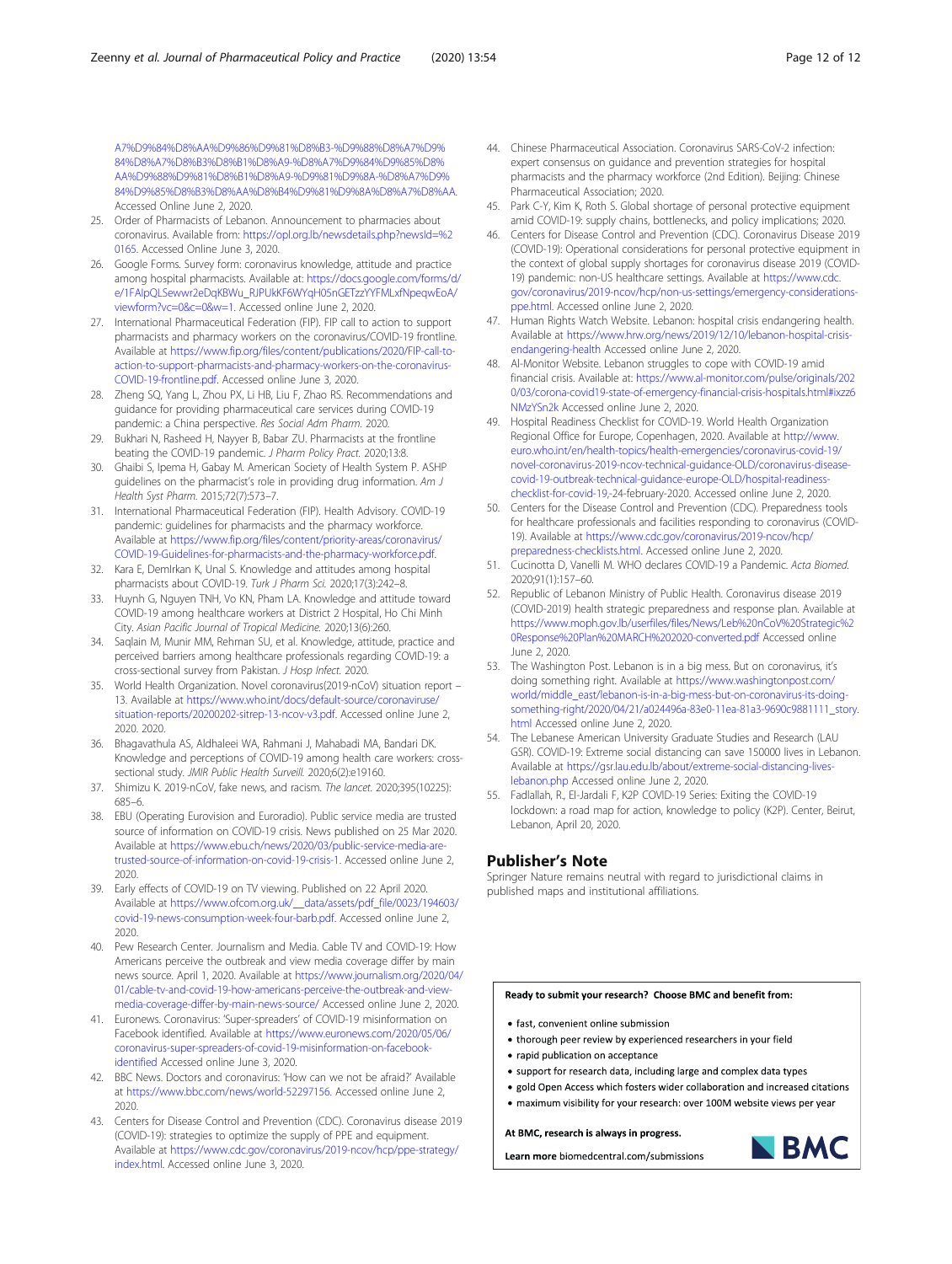A7%D9%84%D8%AA%D9%86%D9%81%D8%B3-%D9%88%D8%A7%D9%84%D8%A7%D8%B3%D8%B1%D8%A9-%D8%A7%D9%84%D9%85%D8%AA%D9%88%D9%81%D8%B1%D8%A9-%D9%81%D9%8A-%D8%A7%D9%84%D9%85%D8%B3%D8%AA%D8%B4%D9%81%D9%8A%D8%A7%D8%AA. Accessed Online June 2, 2020.

25. Order of Pharmacists of Lebanon. Announcement to pharmacies about coronavirus. Available from: https://opl.org.lb/newsdetails.php?newsId=%20165. Accessed Online June 3, 2020.
26. Google Forms. Survey form: coronavirus knowledge, attitude and practice among hospital pharmacists. Available at: https://docs.google.com/forms/d/e/1FAlpQLSewwr2eDqKBWu_RJPUkKF6WYqH05nGETzzYYFMLxfNpeqwEoA/viewform?vc=0&c=0&w=1. Accessed online June 2, 2020.
27. International Pharmaceutical Federation (FIP). FIP call to action to support pharmacists and pharmacy workers on the coronavirus/COVID-19 frontline. Available at https://www.fip.org/files/content/publications/2020/FIP-call-to-action-to-support-pharmacists-and-pharmacy-workers-on-the-coronavirus-COVID-19-frontline.pdf. Accessed online June 3, 2020.
28. Zheng SQ, Yang L, Zhou PX, Li HB, Liu F, Zhao RS. Recommendations and guidance for providing pharmaceutical care services during COVID-19 pandemic: a China perspective. *Res Social Adm Pharm.* 2020.
29. Bukhari N, Rasheed H, Nayyer B, Babar ZU. Pharmacists at the frontline beating the COVID-19 pandemic. *J Pharm Policy Pract.* 2020;13:8.
30. Ghaibi S, Ipema H, Gabay M. American Society of Health System P. ASHP guidelines on the pharmacist's role in providing drug information. *Am J Health Syst Pharm.* 2015;72(7):573–7.
31. International Pharmaceutical Federation (FIP). Health Advisory. COVID-19 pandemic: guidelines for pharmacists and the pharmacy workforce. Available at https://www.fip.org/files/content/priority-areas/coronavirus/COVID-19-Guidelines-for-pharmacists-and-the-pharmacy-workforce.pdf.
32. Kara E, DemIrkan K, Unal S. Knowledge and attitudes among hospital pharmacists about COVID-19. *Turk J Pharm Sci.* 2020;17(3):242–8.
33. Huynh G, Nguyen TNH, Vo KN, Pham LA. Knowledge and attitude toward COVID-19 among healthcare workers at District 2 Hospital, Ho Chi Minh City. *Asian Pacific Journal of Tropical Medicine.* 2020;13(6):260.
34. Saqlain M, Munir MM, Rehman SU, et al. Knowledge, attitude, practice and perceived barriers among healthcare professionals regarding COVID-19: a cross-sectional survey from Pakistan. *J Hosp Infect.* 2020.
35. World Health Organization. Novel coronavirus(2019-nCoV) situation report – 13. Available at https://www.who.int/docs/default-source/coronaviruse/situation-reports/20200202-sitrep-13-ncov-v3.pdf. Accessed online June 2, 2020. 2020.
36. Bhagavathula AS, Aldhaleei WA, Rahmani J, Mahabadi MA, Bandari DK. Knowledge and perceptions of COVID-19 among health care workers: cross-sectional study. *JMIR Public Health Surveill.* 2020;6(2):e19160.
37. Shimizu K. 2019-nCoV, fake news, and racism. *The lancet.* 2020;395(10225):685–6.
38. EBU (Operating Eurovision and Euroradio). Public service media are trusted source of information on COVID-19 crisis. News published on 25 Mar 2020. Available at https://www.ebu.ch/news/2020/03/public-service-media-are-trusted-source-of-information-on-covid-19-crisis-1. Accessed online June 2, 2020.
39. Early effects of COVID-19 on TV viewing. Published on 22 April 2020. Available at https://www.ofcom.org.uk/__data/assets/pdf_file/0023/194603/covid-19-news-consumption-week-four-barb.pdf. Accessed online June 2, 2020.
40. Pew Research Center. Journalism and Media. Cable TV and COVID-19: How Americans perceive the outbreak and view media coverage differ by main news source. April 1, 2020. Available at https://www.journalism.org/2020/04/01/cable-tv-and-covid-19-how-americans-perceive-the-outbreak-and-view-media-coverage-differ-by-main-news-source/ Accessed online June 2, 2020.
41. Euronews. Coronavirus: 'Super-spreaders' of COVID-19 misinformation on Facebook identified. Available at https://www.euronews.com/2020/05/06/coronavirus-super-spreaders-of-covid-19-misinformation-on-facebook-identified Accessed online June 3, 2020.
42. BBC News. Doctors and coronavirus: 'How can we not be afraid?' Available at https://www.bbc.com/news/world-52297156. Accessed online June 2, 2020.
43. Centers for Disease Control and Prevention (CDC). Coronavirus disease 2019 (COVID-19): strategies to optimize the supply of PPE and equipment. Available at https://www.cdc.gov/coronavirus/2019-ncov/hcp/ppe-strategy/index.html. Accessed online June 3, 2020.
44. Chinese Pharmaceutical Association. Coronavirus SARS-CoV-2 infection: expert consensus on guidance and prevention strategies for hospital pharmacists and the pharmacy workforce (2nd Edition). Beijing: Chinese Pharmaceutical Association; 2020.
45. Park C-Y, Kim K, Roth S. Global shortage of personal protective equipment amid COVID-19: supply chains, bottlenecks, and policy implications; 2020.
46. Centers for Disease Control and Prevention (CDC). Coronavirus Disease 2019 (COVID-19): Operational considerations for personal protective equipment in the context of global supply shortages for coronavirus disease 2019 (COVID-19) pandemic: non-US healthcare settings. Available at https://www.cdc.gov/coronavirus/2019-ncov/hcp/non-us-settings/emergency-considerations-ppe.html. Accessed online June 2, 2020.
47. Human Rights Watch Website. Lebanon: hospital crisis endangering health. Available at https://www.hrw.org/news/2019/12/10/lebanon-hospital-crisis-endangering-health Accessed online June 2, 2020.
48. Al-Monitor Website. Lebanon struggles to cope with COVID-19 amid financial crisis. Available at: https://www.al-monitor.com/pulse/originals/2020/03/corona-covid19-state-of-emergency-financial-crisis-hospitals.html#ixzz6NMzYSn2k Accessed online June 2, 2020.
49. Hospital Readiness Checklist for COVID-19. World Health Organization Regional Office for Europe, Copenhagen, 2020. Available at http://www.euro.who.int/en/health-topics/health-emergencies/coronavirus-covid-19/novel-coronavirus-2019-ncov-technical-guidance-OLD/coronavirus-disease-covid-19-outbreak-technical-guidance-europe-OLD/hospital-readiness-checklist-for-covid-19,-24-february-2020. Accessed online June 2, 2020.
50. Centers for the Disease Control and Prevention (CDC). Preparedness tools for healthcare professionals and facilities responding to coronavirus (COVID-19). Available at https://www.cdc.gov/coronavirus/2019-ncov/hcp/preparedness-checklists.html. Accessed online June 2, 2020.
51. Cucinotta D, Vanelli M. WHO declares COVID-19 a Pandemic. *Acta Biomed.* 2020;91(1):157–60.
52. Republic of Lebanon Ministry of Public Health. Coronavirus disease 2019 (COVID-2019) health strategic preparedness and response plan. Available at https://www.moph.gov.lb/userfiles/files/News/Leb%20nCoV%20Strategic%20Response%20Plan%20MARCH%202020-converted.pdf Accessed online June 2, 2020.
53. The Washington Post. Lebanon is in a big mess. But on coronavirus, it's doing something right. Available at https://www.washingtonpost.com/world/middle_east/lebanon-is-in-a-big-mess-but-on-coronavirus-its-doing-something-right/2020/04/21/a024496a-83e0-11ea-81a3-9690c9881111_story.html Accessed online June 2, 2020.
54. The Lebanese American University Graduate Studies and Research (LAU GSR). COVID-19: Extreme social distancing can save 150000 lives in Lebanon. Available at https://gsr.lau.edu.lb/about/extreme-social-distancing-lives-lebanon.php Accessed online June 2, 2020.
55. Fadlallah, R., El-Jardali F, K2P COVID-19 Series: Exiting the COVID-19 lockdown: a road map for action, knowledge to policy (K2P). Center, Beirut, Lebanon, April 20, 2020.

## Publisher's Note

Springer Nature remains neutral with regard to jurisdictional claims in published maps and institutional affiliations.

**Ready to submit your research? Choose BMC and benefit from:**

- fast, convenient online submission
- thorough peer review by experienced researchers in your field
- rapid publication on acceptance
- support for research data, including large and complex data types
- gold Open Access which fosters wider collaboration and increased citations
- maximum visibility for your research: over 100M website views per year

**At BMC, research is always in progress.**

**Learn more** biomedcentral.com/submissions

BMC